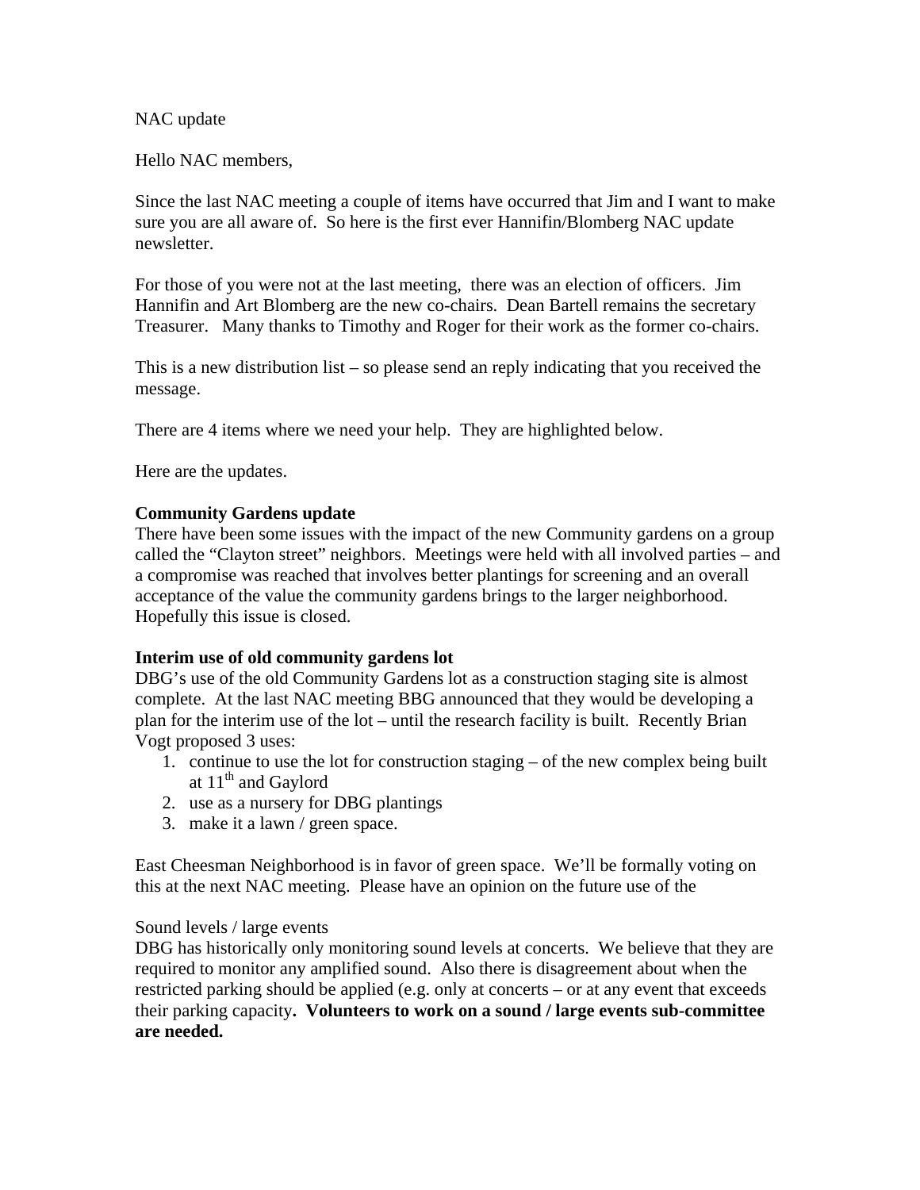NAC update

Hello NAC members,

Since the last NAC meeting a couple of items have occurred that Jim and I want to make sure you are all aware of. So here is the first ever Hannifin/Blomberg NAC update newsletter.

For those of you were not at the last meeting, there was an election of officers. Jim Hannifin and Art Blomberg are the new co-chairs. Dean Bartell remains the secretary Treasurer. Many thanks to Timothy and Roger for their work as the former co-chairs.

This is a new distribution list – so please send an reply indicating that you received the message.

There are 4 items where we need your help. They are highlighted below.

Here are the updates.

**Community Gardens update**
There have been some issues with the impact of the new Community gardens on a group called the "Clayton street" neighbors. Meetings were held with all involved parties – and a compromise was reached that involves better plantings for screening and an overall acceptance of the value the community gardens brings to the larger neighborhood. Hopefully this issue is closed.

**Interim use of old community gardens lot**
DBG's use of the old Community Gardens lot as a construction staging site is almost complete. At the last NAC meeting BBG announced that they would be developing a plan for the interim use of the lot – until the research facility is built. Recently Brian Vogt proposed 3 uses:

1. continue to use the lot for construction staging – of the new complex being built at 11th and Gaylord
2. use as a nursery for DBG plantings
3. make it a lawn / green space.

East Cheesman Neighborhood is in favor of green space. We'll be formally voting on this at the next NAC meeting. Please have an opinion on the future use of the

Sound levels / large events
DBG has historically only monitoring sound levels at concerts. We believe that they are required to monitor any amplified sound. Also there is disagreement about when the restricted parking should be applied (e.g. only at concerts – or at any event that exceeds their parking capacity**. Volunteers to work on a sound / large events sub-committee are needed.**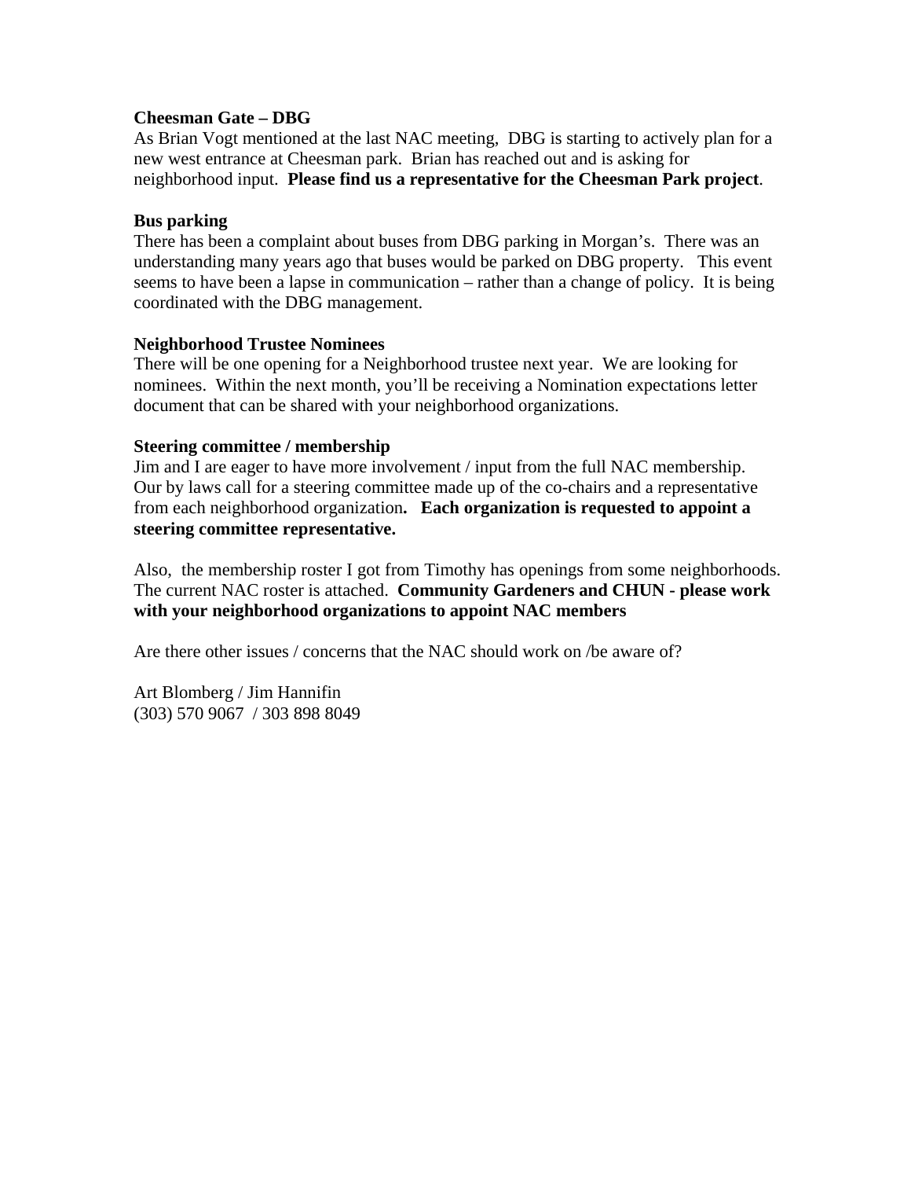**Cheesman Gate – DBG**

As Brian Vogt mentioned at the last NAC meeting, DBG is starting to actively plan for a new west entrance at Cheesman park. Brian has reached out and is asking for neighborhood input. **Please find us a representative for the Cheesman Park project**.

**Bus parking**

There has been a complaint about buses from DBG parking in Morgan's. There was an understanding many years ago that buses would be parked on DBG property. This event seems to have been a lapse in communication – rather than a change of policy. It is being coordinated with the DBG management.

**Neighborhood Trustee Nominees**

There will be one opening for a Neighborhood trustee next year. We are looking for nominees. Within the next month, you'll be receiving a Nomination expectations letter document that can be shared with your neighborhood organizations.

**Steering committee / membership**

Jim and I are eager to have more involvement / input from the full NAC membership. Our by laws call for a steering committee made up of the co-chairs and a representative from each neighborhood organization**. Each organization is requested to appoint a steering committee representative.**

Also, the membership roster I got from Timothy has openings from some neighborhoods. The current NAC roster is attached. **Community Gardeners and CHUN - please work with your neighborhood organizations to appoint NAC members**

Are there other issues / concerns that the NAC should work on /be aware of?

Art Blomberg / Jim Hannifin
(303) 570 9067 / 303 898 8049